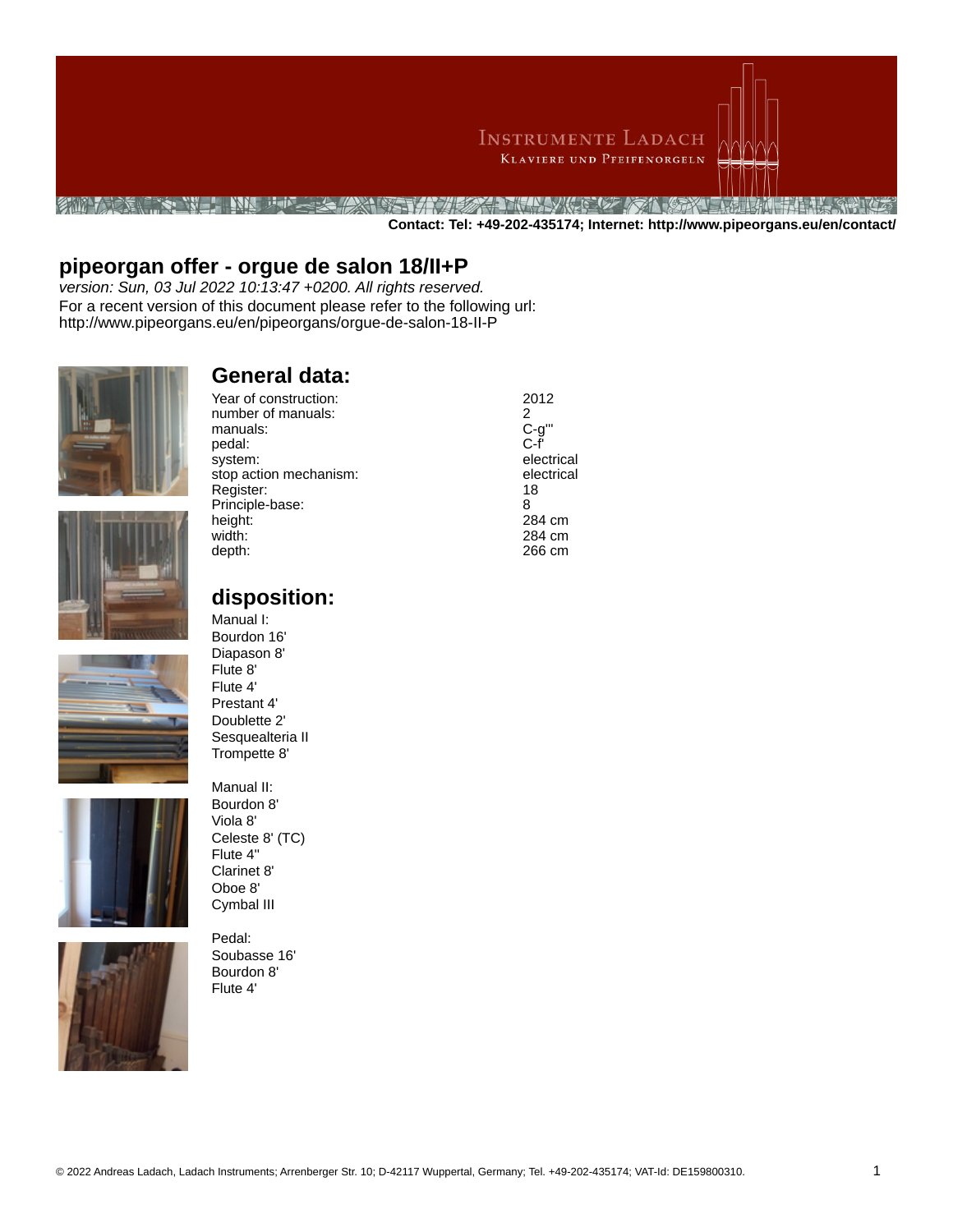Contact: Tel: +49-202-435174; Internet: http://www.pipeorgans.eu/en/contact/

# pipeorgan offer - orgue de salon 18/II+P

*version: Sun, 03 Jul 2022 10:13:47 +0200. All rights reserved.*

For a recent version of this document please refer to the following url:
http://www.pipeorgans.eu/en/pipeorgans/orgue-de-salon-18-II-P

## General data:

| | |
|---|---|
| Year of construction: | 2012 |
| number of manuals: | 2 |
| manuals: | C-g''' |
| pedal: | C-f' |
| system: | electrical |
| stop action mechanism: | electrical |
| Register: | 18 |
| Principle-base: | 8 |
| height: | 284 cm |
| width: | 284 cm |
| depth: | 266 cm |

## disposition:

Manual I:
Bourdon 16'
Diapason 8'
Flute 8'
Flute 4'
Prestant 4'
Doublette 2'
Sesquealteria II
Trompette 8'

Manual II:
Bourdon 8'
Viola 8'
Celeste 8' (TC)
Flute 4''
Clarinet 8'
Oboe 8'
Cymbal III

Pedal:
Soubasse 16'
Bourdon 8'
Flute 4'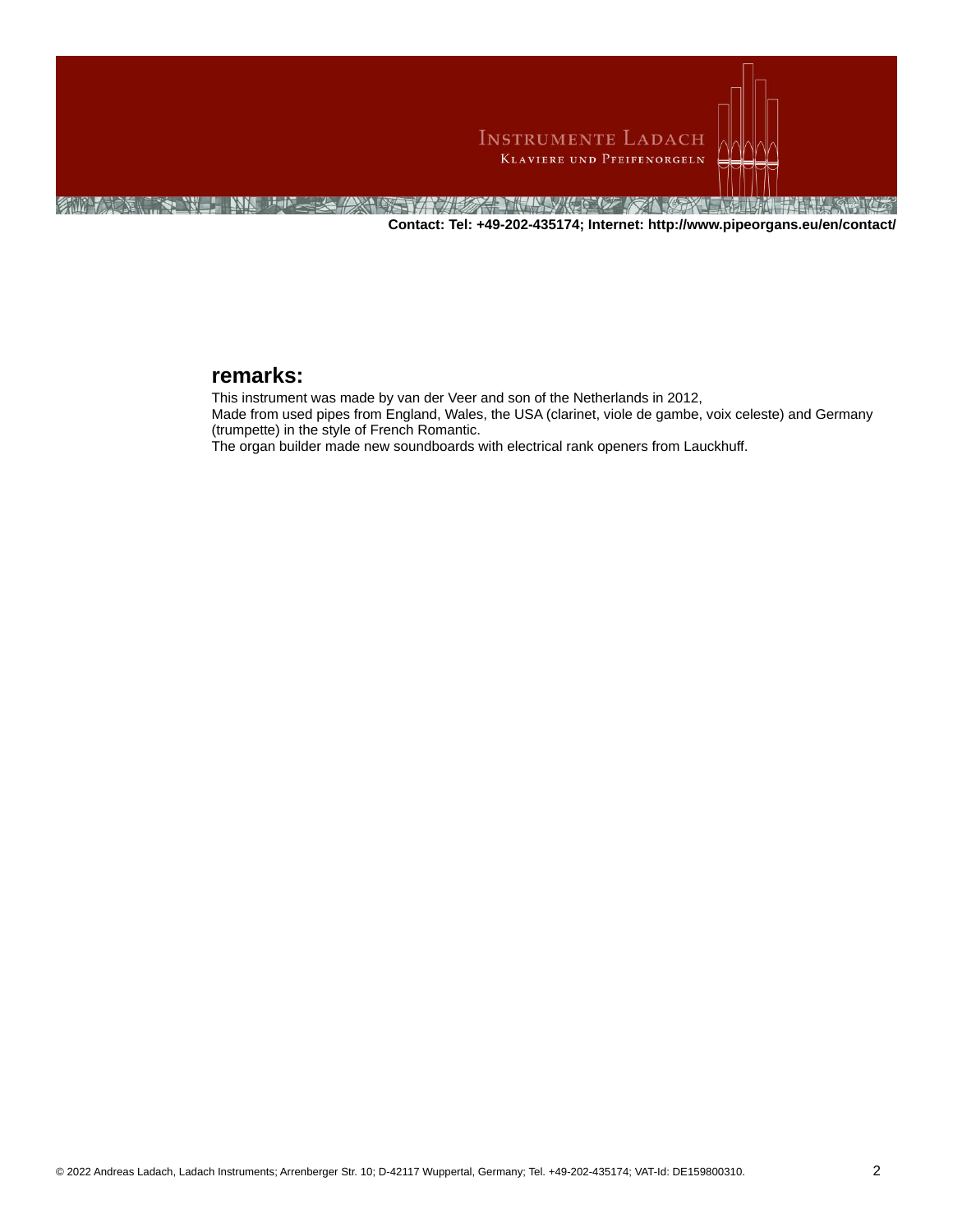## remarks:

This instrument was made by van der Veer and son of the Netherlands in 2012,
Made from used pipes from England, Wales, the USA (clarinet, viole de gambe, voix celeste) and Germany (trumpette) in the style of French Romantic.
The organ builder made new soundboards with electrical rank openers from Lauckhuff.